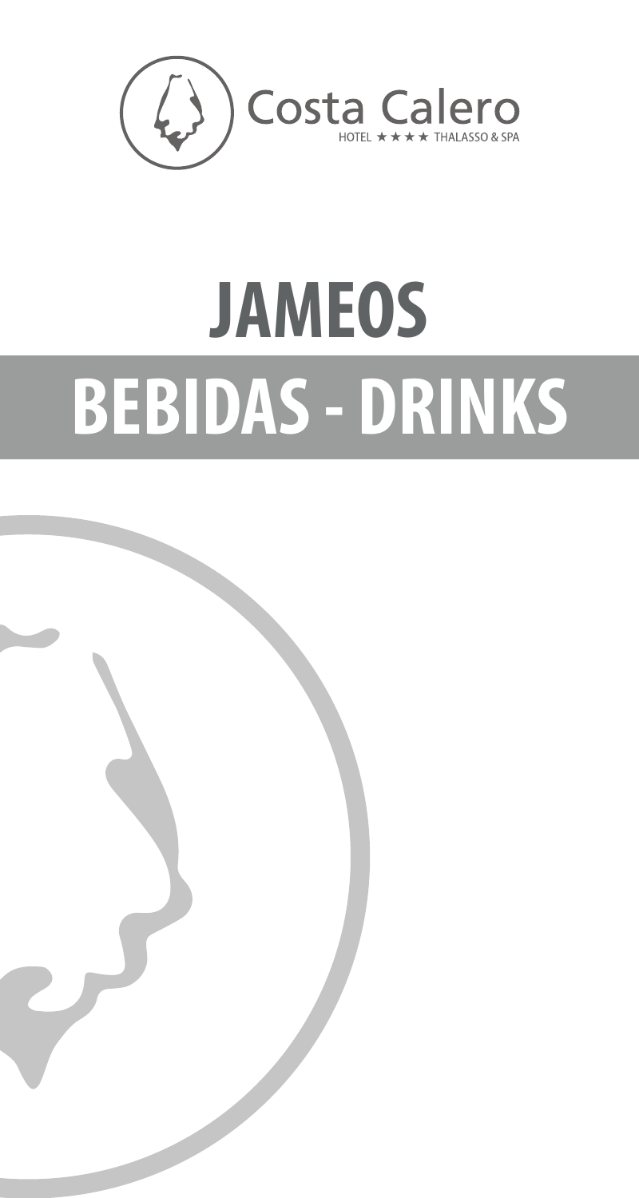Costa Calero
HOTEL ★★★★ THALASSO & SPA

# JAMEOS

# BEBIDAS - DRINKS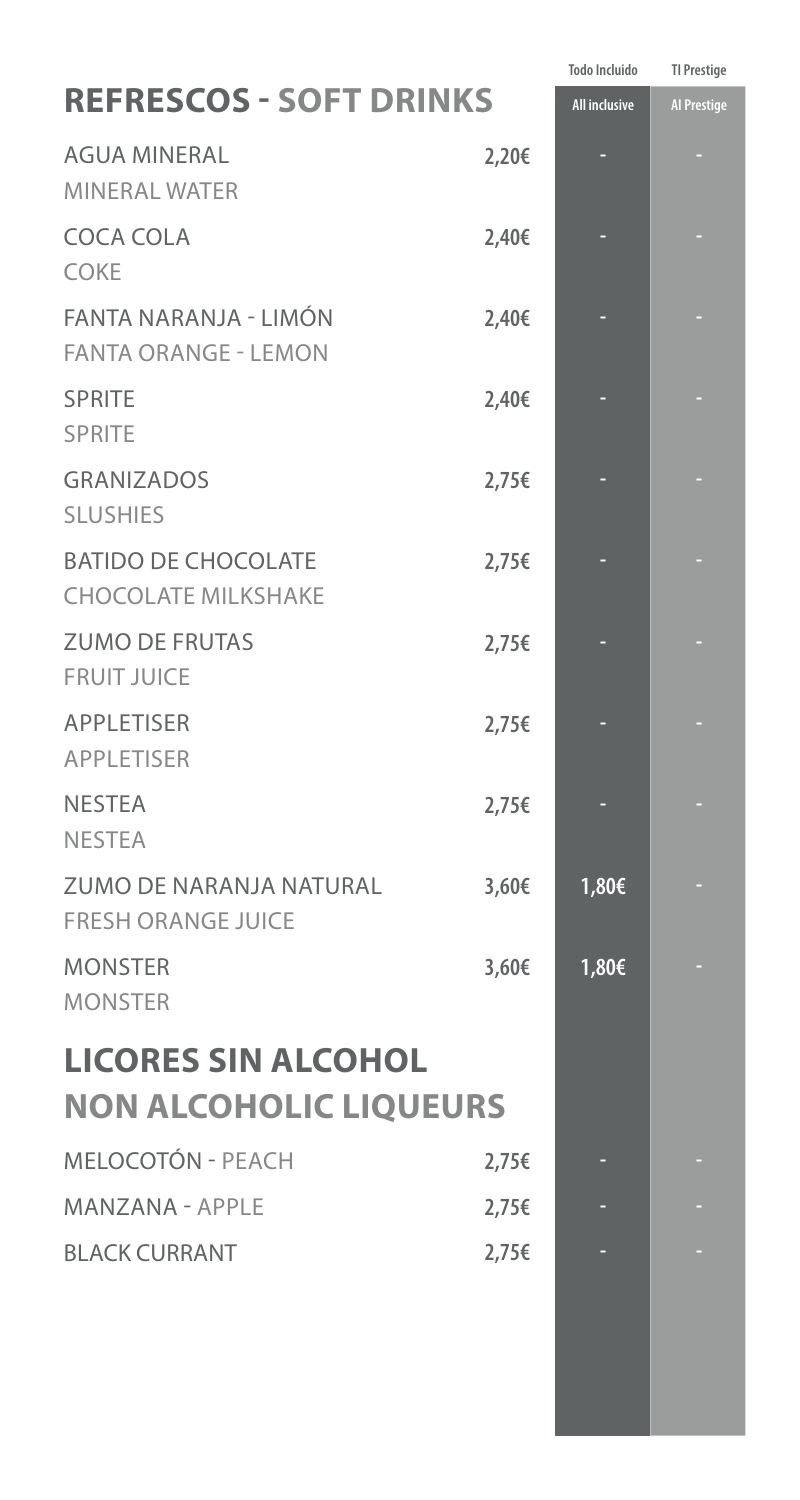## REFRESCOS - SOFT DRINKS

| | | Todo Incluido / All inclusive | TI Prestige / AI Prestige |
|---|---|---|---|
| AGUA MINERAL<br>MINERAL WATER | 2,20€ | - | - |
| COCA COLA<br>COKE | 2,40€ | - | - |
| FANTA NARANJA - LIMÓN<br>FANTA ORANGE - LEMON | 2,40€ | - | - |
| SPRITE<br>SPRITE | 2,40€ | - | - |
| GRANIZADOS<br>SLUSHIES | 2,75€ | - | - |
| BATIDO DE CHOCOLATE<br>CHOCOLATE MILKSHAKE | 2,75€ | - | - |
| ZUMO DE FRUTAS<br>FRUIT JUICE | 2,75€ | - | - |
| APPLETISER<br>APPLETISER | 2,75€ | - | - |
| NESTEA<br>NESTEA | 2,75€ | - | - |
| ZUMO DE NARANJA NATURAL<br>FRESH ORANGE JUICE | 3,60€ | 1,80€ | - |
| MONSTER<br>MONSTER | 3,60€ | 1,80€ | - |

## LICORES SIN ALCOHOL
## NON ALCOHOLIC LIQUEURS

| | | Todo Incluido / All inclusive | TI Prestige / AI Prestige |
|---|---|---|---|
| MELOCOTÓN - PEACH | 2,75€ | - | - |
| MANZANA - APPLE | 2,75€ | - | - |
| BLACK CURRANT | 2,75€ | - | - |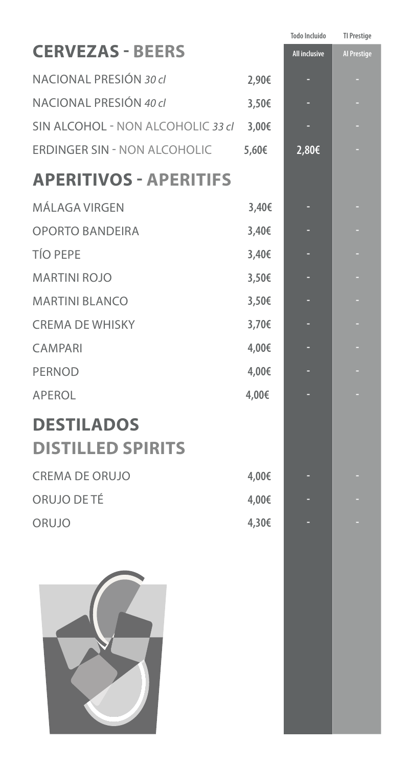| | | Todo Incluido | TI Prestige |
|---|---|---|---|
| **CERVEZAS - BEERS** | | All inclusive | AI Prestige |
| NACIONAL PRESIÓN *30 cl* | 2,90€ | - | - |
| NACIONAL PRESIÓN *40 cl* | 3,50€ | - | - |
| SIN ALCOHOL - NON ALCOHOLIC *33 cl* | 3,00€ | - | - |
| ERDINGER SIN - NON ALCOHOLIC | 5,60€ | 2,80€ | - |
| **APERITIVOS - APERITIFS** | | | |
| MÁLAGA VIRGEN | 3,40€ | - | - |
| OPORTO BANDEIRA | 3,40€ | - | - |
| TÍO PEPE | 3,40€ | - | - |
| MARTINI ROJO | 3,50€ | - | - |
| MARTINI BLANCO | 3,50€ | - | - |
| CREMA DE WHISKY | 3,70€ | - | - |
| CAMPARI | 4,00€ | - | - |
| PERNOD | 4,00€ | - | - |
| APEROL | 4,00€ | - | - |
| **DESTILADOS DISTILLED SPIRITS** | | | |
| CREMA DE ORUJO | 4,00€ | - | - |
| ORUJO DE TÉ | 4,00€ | - | - |
| ORUJO | 4,30€ | - | - |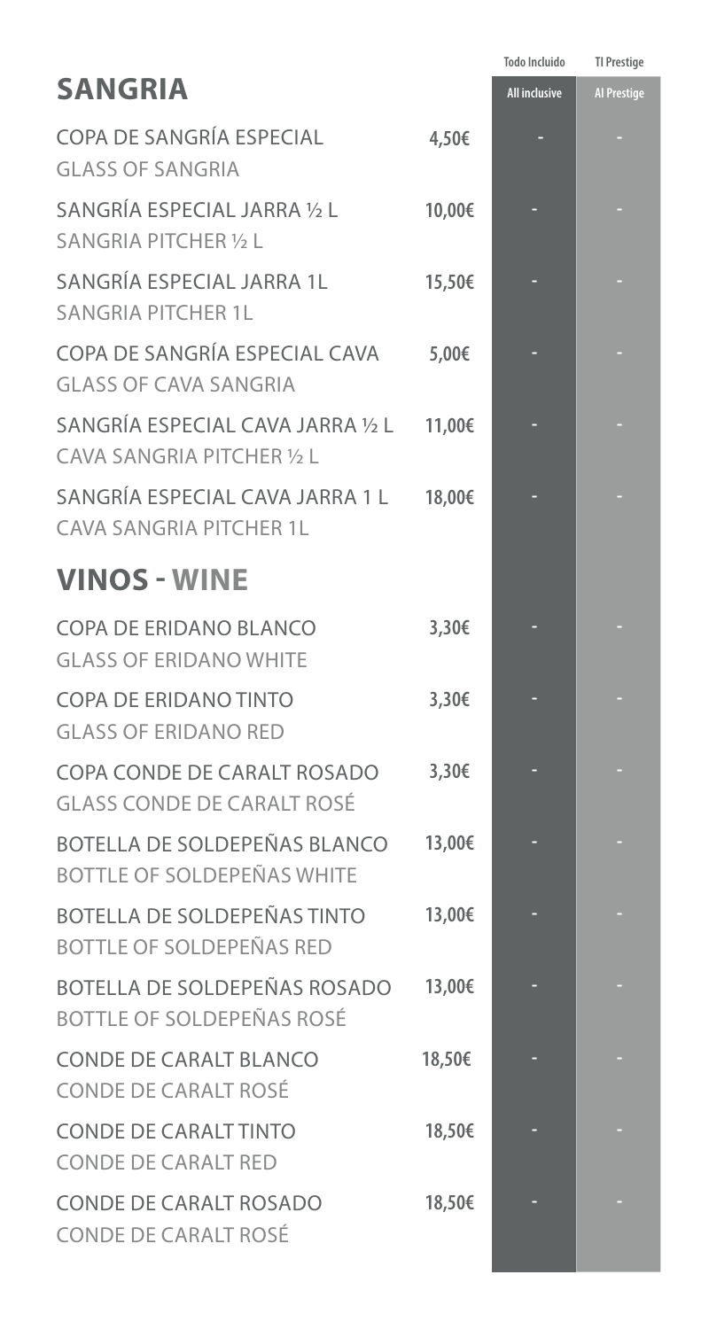| SANGRIA | | Todo Incluido<br>All inclusive | TI Prestige<br>AI Prestige |
|---|---|---|---|
| COPA DE SANGRÍA ESPECIAL<br>GLASS OF SANGRIA | 4,50€ | - | - |
| SANGRÍA ESPECIAL JARRA ½ L<br>SANGRIA PITCHER ½ L | 10,00€ | - | - |
| SANGRÍA ESPECIAL JARRA 1L<br>SANGRIA PITCHER 1L | 15,50€ | - | - |
| COPA DE SANGRÍA ESPECIAL CAVA<br>GLASS OF CAVA SANGRIA | 5,00€ | - | - |
| SANGRÍA ESPECIAL CAVA JARRA ½ L<br>CAVA SANGRIA PITCHER ½ L | 11,00€ | - | - |
| SANGRÍA ESPECIAL CAVA JARRA 1 L<br>CAVA SANGRIA PITCHER 1L | 18,00€ | - | - |

## VINOS - WINE

| VINOS - WINE | | Todo Incluido<br>All inclusive | TI Prestige<br>AI Prestige |
|---|---|---|---|
| COPA DE ERIDANO BLANCO<br>GLASS OF ERIDANO WHITE | 3,30€ | - | - |
| COPA DE ERIDANO TINTO<br>GLASS OF ERIDANO RED | 3,30€ | - | - |
| COPA CONDE DE CARALT ROSADO<br>GLASS CONDE DE CARALT ROSÉ | 3,30€ | - | - |
| BOTELLA DE SOLDEPEÑAS BLANCO<br>BOTTLE OF SOLDEPEÑAS WHITE | 13,00€ | - | - |
| BOTELLA DE SOLDEPEÑAS TINTO<br>BOTTLE OF SOLDEPEÑAS RED | 13,00€ | - | - |
| BOTELLA DE SOLDEPEÑAS ROSADO<br>BOTTLE OF SOLDEPEÑAS ROSÉ | 13,00€ | - | - |
| CONDE DE CARALT BLANCO<br>CONDE DE CARALT ROSÉ | 18,50€ | - | - |
| CONDE DE CARALT TINTO<br>CONDE DE CARALT RED | 18,50€ | - | - |
| CONDE DE CARALT ROSADO<br>CONDE DE CARALT ROSÉ | 18,50€ | - | - |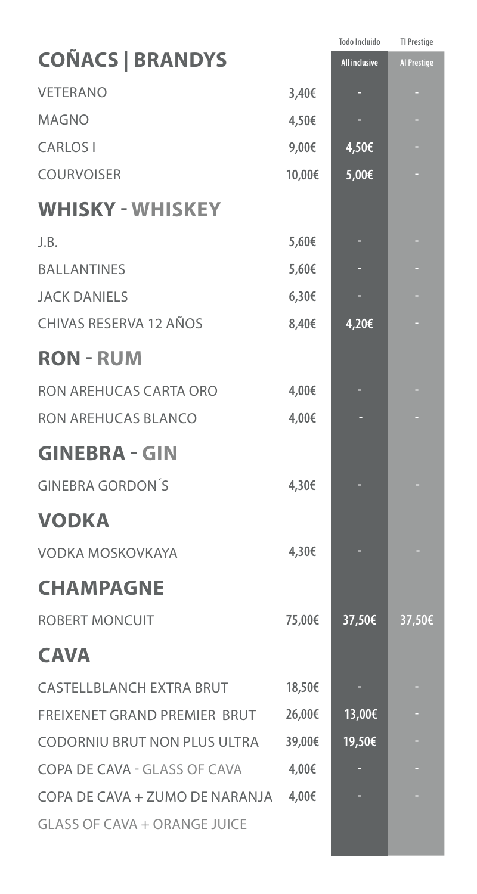| COÑACS \| BRANDYS | | Todo Incluido<br>All inclusive | TI Prestige<br>AI Prestige |
|---|---|---|---|
| VETERANO | 3,40€ | - | - |
| MAGNO | 4,50€ | - | - |
| CARLOS I | 9,00€ | 4,50€ | - |
| COURVOISER | 10,00€ | 5,00€ | - |

## WHISKY - WHISKEY

| | | | |
|---|---|---|---|
| J.B. | 5,60€ | - | - |
| BALLANTINES | 5,60€ | - | - |
| JACK DANIELS | 6,30€ | - | - |
| CHIVAS RESERVA 12 AÑOS | 8,40€ | 4,20€ | - |

## RON - RUM

| | | | |
|---|---|---|---|
| RON AREHUCAS CARTA ORO | 4,00€ | - | - |
| RON AREHUCAS BLANCO | 4,00€ | - | - |

## GINEBRA - GIN

| | | | |
|---|---|---|---|
| GINEBRA GORDON´S | 4,30€ | - | - |

## VODKA

| | | | |
|---|---|---|---|
| VODKA MOSKOVKAYA | 4,30€ | - | - |

## CHAMPAGNE

| | | | |
|---|---|---|---|
| ROBERT MONCUIT | 75,00€ | 37,50€ | 37,50€ |

## CAVA

| | | | |
|---|---|---|---|
| CASTELLBLANCH EXTRA BRUT | 18,50€ | - | - |
| FREIXENET GRAND PREMIER BRUT | 26,00€ | 13,00€ | - |
| CODORNIU BRUT NON PLUS ULTRA | 39,00€ | 19,50€ | - |
| COPA DE CAVA - GLASS OF CAVA | 4,00€ | - | - |
| COPA DE CAVA + ZUMO DE NARANJA<br>GLASS OF CAVA + ORANGE JUICE | 4,00€ | - | - |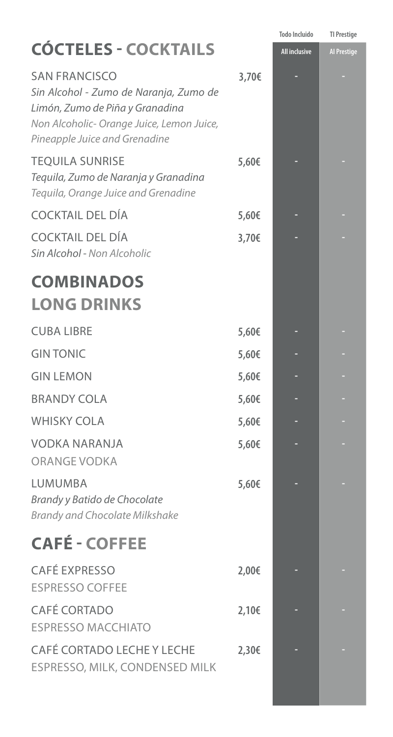| **CÓCTELES - COCKTAILS** | | Todo Incluido<br>**All inclusive** | TI Prestige<br>**AI Prestige** |
|---|---|---|---|
| SAN FRANCISCO<br>*Sin Alcohol - Zumo de Naranja, Zumo de Limón, Zumo de Piña y Granadina*<br>*Non Alcoholic- Orange Juice, Lemon Juice, Pineapple Juice and Grenadine* | 3,70€ | - | - |
| TEQUILA SUNRISE<br>*Tequila, Zumo de Naranja y Granadina*<br>*Tequila, Orange Juice and Grenadine* | 5,60€ | - | - |
| COCKTAIL DEL DÍA | 5,60€ | - | - |
| COCKTAIL DEL DÍA<br>*Sin Alcohol - Non Alcoholic* | 3,70€ | - | - |

## COMBINADOS LONG DRINKS

| | | | |
|---|---|---|---|
| CUBA LIBRE | 5,60€ | - | - |
| GIN TONIC | 5,60€ | - | - |
| GIN LEMON | 5,60€ | - | - |
| BRANDY COLA | 5,60€ | - | - |
| WHISKY COLA | 5,60€ | - | - |
| VODKA NARANJA<br>ORANGE VODKA | 5,60€ | - | - |
| LUMUMBA<br>*Brandy y Batido de Chocolate*<br>*Brandy and Chocolate Milkshake* | 5,60€ | - | - |

## CAFÉ - COFFEE

| | | | |
|---|---|---|---|
| CAFÉ EXPRESSO<br>ESPRESSO COFFEE | 2,00€ | - | - |
| CAFÉ CORTADO<br>ESPRESSO MACCHIATO | 2,10€ | - | - |
| CAFÉ CORTADO LECHE Y LECHE<br>ESPRESSO, MILK, CONDENSED MILK | 2,30€ | - | - |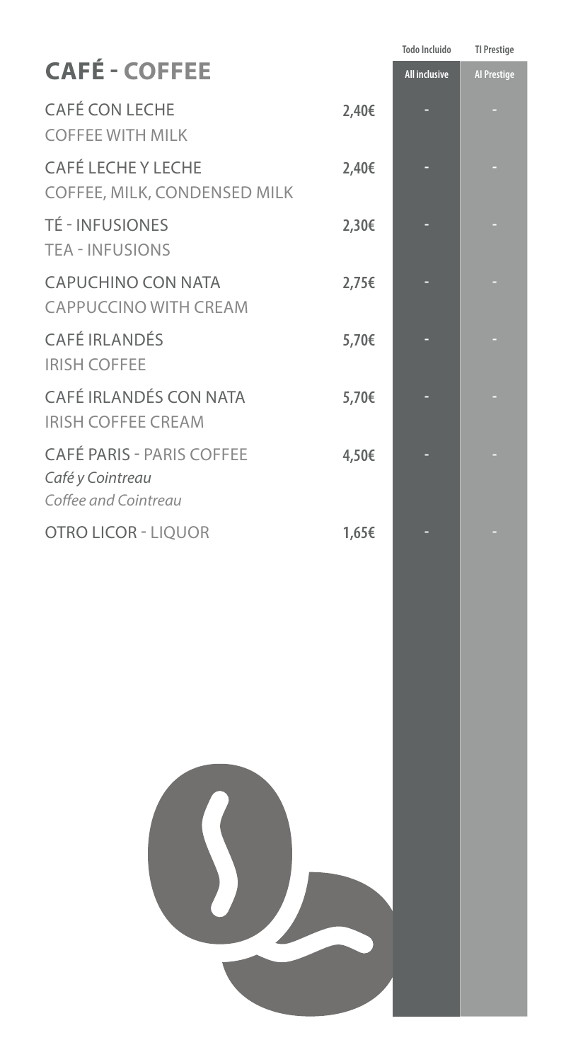# CAFÉ - COFFEE

| | | Todo Incluido<br>All inclusive | TI Prestige<br>AI Prestige |
|---|---|---|---|
| CAFÉ CON LECHE<br>COFFEE WITH MILK | 2,40€ | - | - |
| CAFÉ LECHE Y LECHE<br>COFFEE, MILK, CONDENSED MILK | 2,40€ | - | - |
| TÉ - INFUSIONES<br>TEA - INFUSIONS | 2,30€ | - | - |
| CAPUCHINO CON NATA<br>CAPPUCCINO WITH CREAM | 2,75€ | - | - |
| CAFÉ IRLANDÉS<br>IRISH COFFEE | 5,70€ | - | - |
| CAFÉ IRLANDÉS CON NATA<br>IRISH COFFEE CREAM | 5,70€ | - | - |
| CAFÉ PARIS - PARIS COFFEE<br>*Café y Cointreau*<br>*Coffee and Cointreau* | 4,50€ | - | - |
| OTRO LICOR - LIQUOR | 1,65€ | - | - |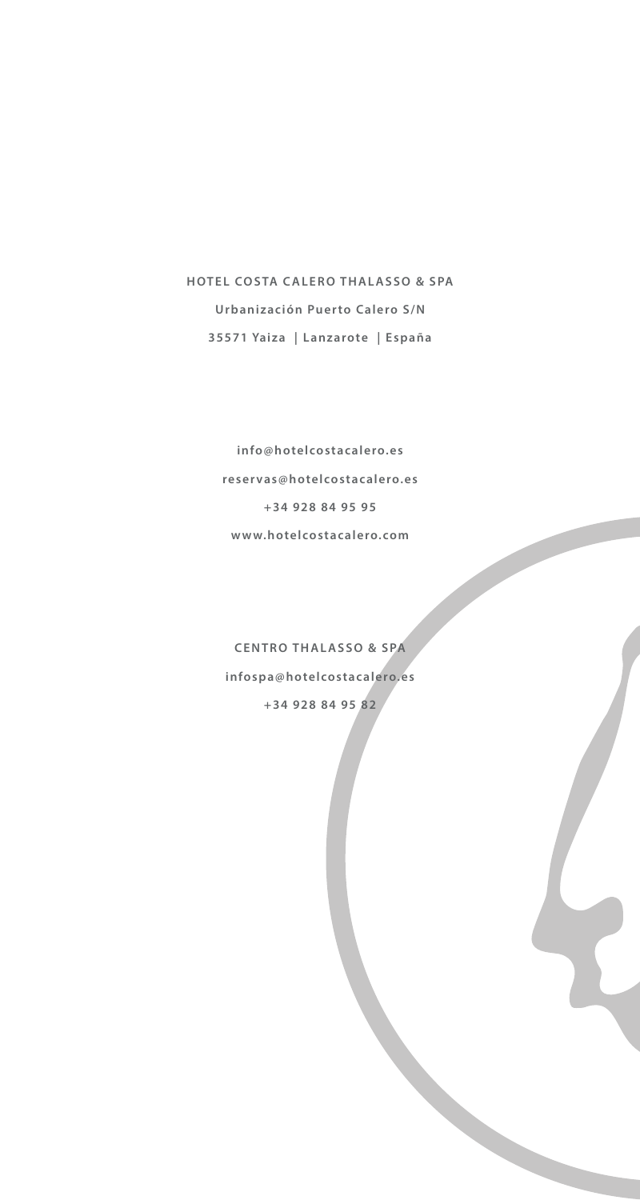**HOTEL COSTA CALERO THALASSO & SPA**

**Urbanización Puerto Calero S/N**

**35571 Yaiza | Lanzarote | España**

**info@hotelcostacalero.es**

**reservas@hotelcostacalero.es**

**+34 928 84 95 95**

**www.hotelcostacalero.com**

**CENTRO THALASSO & SPA**

**infospa@hotelcostacalero.es**

**+34 928 84 95 82**